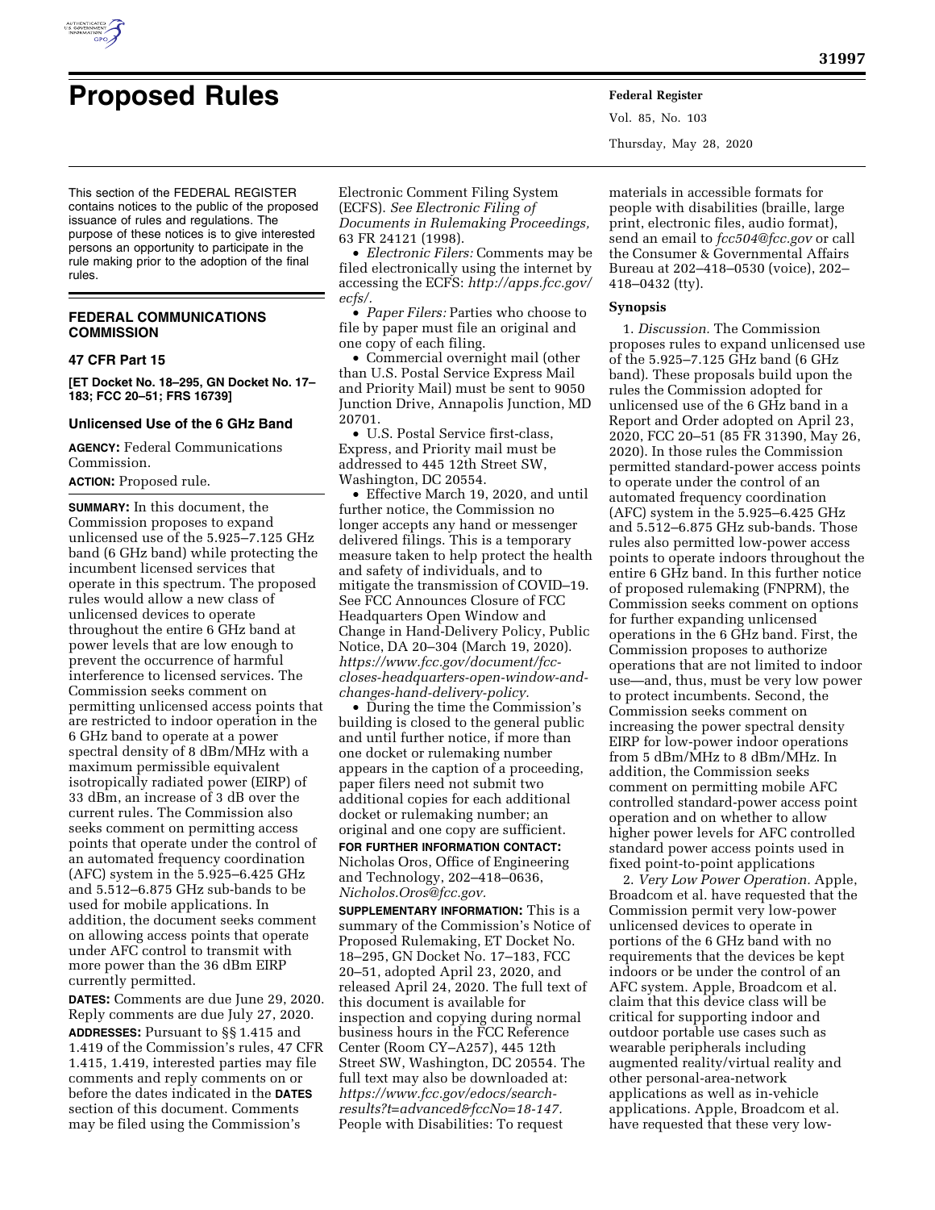# Proposed Rules

This section of the FEDERAL REGISTER contains notices to the public of the proposed issuance of rules and regulations. The purpose of these notices is to give interested persons an opportunity to participate in the rule making prior to the adoption of the final rules.

## FEDERAL COMMUNICATIONS COMMISSION

### 47 CFR Part 15

**[ET Docket No. 18–295, GN Docket No. 17–183; FCC 20–51; FRS 16739]**

### Unlicensed Use of the 6 GHz Band

**AGENCY:** Federal Communications Commission.

**ACTION:** Proposed rule.

**SUMMARY:** In this document, the Commission proposes to expand unlicensed use of the 5.925–7.125 GHz band (6 GHz band) while protecting the incumbent licensed services that operate in this spectrum. The proposed rules would allow a new class of unlicensed devices to operate throughout the entire 6 GHz band at power levels that are low enough to prevent the occurrence of harmful interference to licensed services. The Commission seeks comment on permitting unlicensed access points that are restricted to indoor operation in the 6 GHz band to operate at a power spectral density of 8 dBm/MHz with a maximum permissible equivalent isotropically radiated power (EIRP) of 33 dBm, an increase of 3 dB over the current rules. The Commission also seeks comment on permitting access points that operate under the control of an automated frequency coordination (AFC) system in the 5.925–6.425 GHz and 5.512–6.875 GHz sub-bands to be used for mobile applications. In addition, the document seeks comment on allowing access points that operate under AFC control to transmit with more power than the 36 dBm EIRP currently permitted.

**DATES:** Comments are due June 29, 2020. Reply comments are due July 27, 2020.

**ADDRESSES:** Pursuant to §§ 1.415 and 1.419 of the Commission's rules, 47 CFR 1.415, 1.419, interested parties may file comments and reply comments on or before the dates indicated in the **DATES** section of this document. Comments may be filed using the Commission's Electronic Comment Filing System (ECFS). *See Electronic Filing of Documents in Rulemaking Proceedings,* 63 FR 24121 (1998).

- *Electronic Filers:* Comments may be filed electronically using the internet by accessing the ECFS: *http://apps.fcc.gov/ecfs/.*
- *Paper Filers:* Parties who choose to file by paper must file an original and one copy of each filing.
- Commercial overnight mail (other than U.S. Postal Service Express Mail and Priority Mail) must be sent to 9050 Junction Drive, Annapolis Junction, MD 20701.
- U.S. Postal Service first-class, Express, and Priority mail must be addressed to 445 12th Street SW, Washington, DC 20554.
- Effective March 19, 2020, and until further notice, the Commission no longer accepts any hand or messenger delivered filings. This is a temporary measure taken to help protect the health and safety of individuals, and to mitigate the transmission of COVID–19. See FCC Announces Closure of FCC Headquarters Open Window and Change in Hand-Delivery Policy, Public Notice, DA 20–304 (March 19, 2020). *https://www.fcc.gov/document/fcc-closes-headquarters-open-window-and-changes-hand-delivery-policy.*
- During the time the Commission's building is closed to the general public and until further notice, if more than one docket or rulemaking number appears in the caption of a proceeding, paper filers need not submit two additional copies for each additional docket or rulemaking number; an original and one copy are sufficient.

**FOR FURTHER INFORMATION CONTACT:** Nicholas Oros, Office of Engineering and Technology, 202–418–0636, *Nicholas.Oros@fcc.gov.*

**SUPPLEMENTARY INFORMATION:** This is a summary of the Commission's Notice of Proposed Rulemaking, ET Docket No. 18–295, GN Docket No. 17–183, FCC 20–51, adopted April 23, 2020, and released April 24, 2020. The full text of this document is available for inspection and copying during normal business hours in the FCC Reference Center (Room CY–A257), 445 12th Street SW, Washington, DC 20554. The full text may also be downloaded at: *https://www.fcc.gov/edocs/search-results?t=advanced&fccNo=18-147.* People with Disabilities: To request materials in accessible formats for people with disabilities (braille, large print, electronic files, audio format), send an email to *fcc504@fcc.gov* or call the Consumer & Governmental Affairs Bureau at 202–418–0530 (voice), 202–418–0432 (tty).

**Synopsis**

1. *Discussion.* The Commission proposes rules to expand unlicensed use of the 5.925–7.125 GHz band (6 GHz band). These proposals build upon the rules the Commission adopted for unlicensed use of the 6 GHz band in a Report and Order adopted on April 23, 2020, FCC 20–51 (85 FR 31390, May 26, 2020). In those rules the Commission permitted standard-power access points to operate under the control of an automated frequency coordination (AFC) system in the 5.925–6.425 GHz and 5.512–6.875 GHz sub-bands. Those rules also permitted low-power access points to operate indoors throughout the entire 6 GHz band. In this further notice of proposed rulemaking (FNPRM), the Commission seeks comment on options for further expanding unlicensed operations in the 6 GHz band. First, the Commission proposes to authorize operations that are not limited to indoor use—and, thus, must be very low power to protect incumbents. Second, the Commission seeks comment on increasing the power spectral density EIRP for low-power indoor operations from 5 dBm/MHz to 8 dBm/MHz. In addition, the Commission seeks comment on permitting mobile AFC controlled standard-power access point operation and on whether to allow higher power levels for AFC controlled standard power access points used in fixed point-to-point applications

2. *Very Low Power Operation.* Apple, Broadcom et al. have requested that the Commission permit very low-power unlicensed devices to operate in portions of the 6 GHz band with no requirements that the devices be kept indoors or be under the control of an AFC system. Apple, Broadcom et al. claim that this device class will be critical for supporting indoor and outdoor portable use cases such as wearable peripherals including augmented reality/virtual reality and other personal-area-network applications as well as in-vehicle applications. Apple, Broadcom et al. have requested that these very low-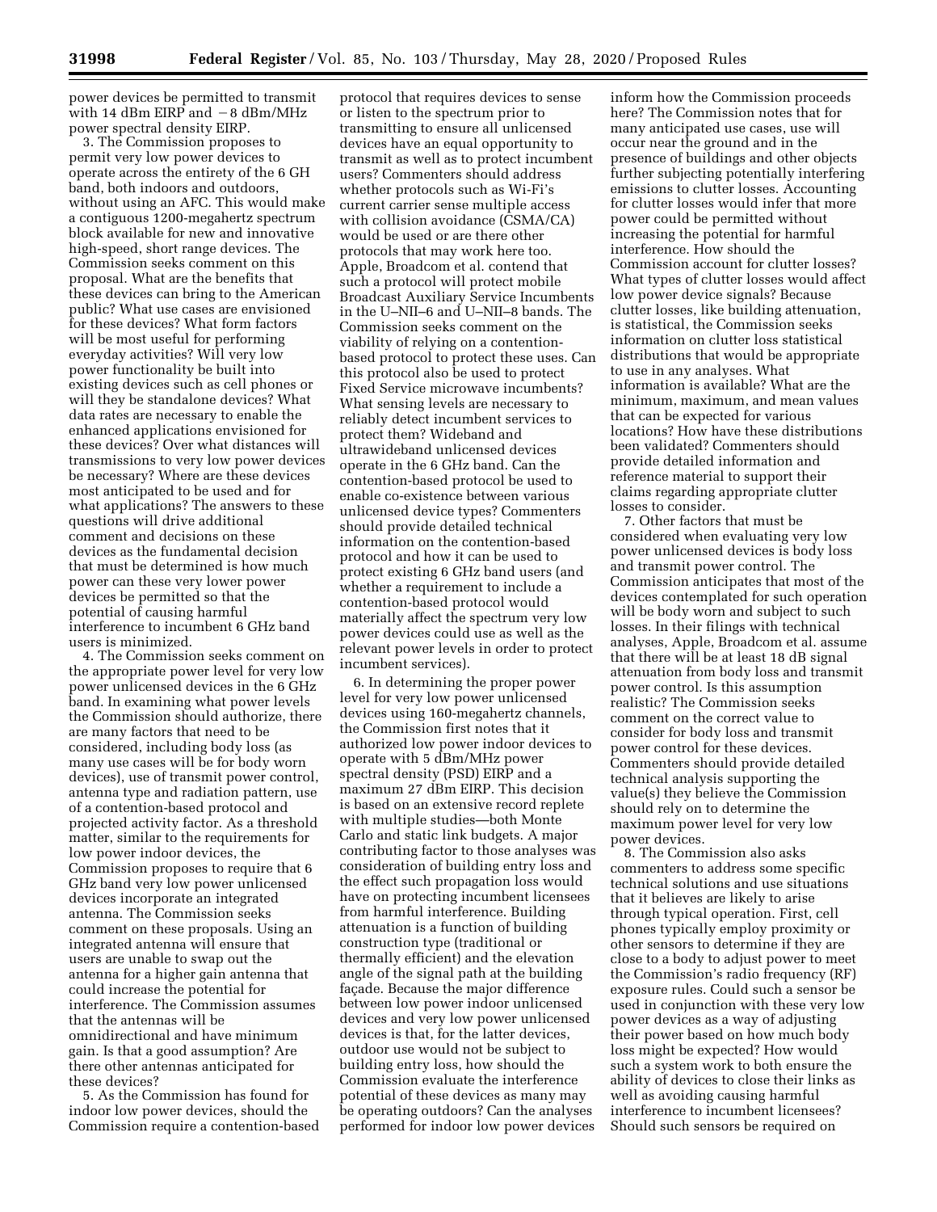power devices be permitted to transmit with 14 dBm EIRP and −8 dBm/MHz power spectral density EIRP.

3. The Commission proposes to permit very low power devices to operate across the entirety of the 6 GH band, both indoors and outdoors, without using an AFC. This would make a contiguous 1200-megahertz spectrum block available for new and innovative high-speed, short range devices. The Commission seeks comment on this proposal. What are the benefits that these devices can bring to the American public? What use cases are envisioned for these devices? What form factors will be most useful for performing everyday activities? Will very low power functionality be built into existing devices such as cell phones or will they be standalone devices? What data rates are necessary to enable the enhanced applications envisioned for these devices? Over what distances will transmissions to very low power devices be necessary? Where are these devices most anticipated to be used and for what applications? The answers to these questions will drive additional comment and decisions on these devices as the fundamental decision that must be determined is how much power can these very lower power devices be permitted so that the potential of causing harmful interference to incumbent 6 GHz band users is minimized.

4. The Commission seeks comment on the appropriate power level for very low power unlicensed devices in the 6 GHz band. In examining what power levels the Commission should authorize, there are many factors that need to be considered, including body loss (as many use cases will be for body worn devices), use of transmit power control, antenna type and radiation pattern, use of a contention-based protocol and projected activity factor. As a threshold matter, similar to the requirements for low power indoor devices, the Commission proposes to require that 6 GHz band very low power unlicensed devices incorporate an integrated antenna. The Commission seeks comment on these proposals. Using an integrated antenna will ensure that users are unable to swap out the antenna for a higher gain antenna that could increase the potential for interference. The Commission assumes that the antennas will be omnidirectional and have minimum gain. Is that a good assumption? Are there other antennas anticipated for these devices?

5. As the Commission has found for indoor low power devices, should the Commission require a contention-based protocol that requires devices to sense or listen to the spectrum prior to transmitting to ensure all unlicensed devices have an equal opportunity to transmit as well as to protect incumbent users? Commenters should address whether protocols such as Wi-Fi's current carrier sense multiple access with collision avoidance (CSMA/CA) would be used or are there other protocols that may work here too. Apple, Broadcom et al. contend that such a protocol will protect mobile Broadcast Auxiliary Service Incumbents in the U–NII–6 and U–NII–8 bands. The Commission seeks comment on the viability of relying on a contention-based protocol to protect these uses. Can this protocol also be used to protect Fixed Service microwave incumbents? What sensing levels are necessary to reliably detect incumbent services to protect them? Wideband and ultrawideband unlicensed devices operate in the 6 GHz band. Can the contention-based protocol be used to enable co-existence between various unlicensed device types? Commenters should provide detailed technical information on the contention-based protocol and how it can be used to protect existing 6 GHz band users (and whether a requirement to include a contention-based protocol would materially affect the spectrum very low power devices could use as well as the relevant power levels in order to protect incumbent services).

6. In determining the proper power level for very low power unlicensed devices using 160-megahertz channels, the Commission first notes that it authorized low power indoor devices to operate with 5 dBm/MHz power spectral density (PSD) EIRP and a maximum 27 dBm EIRP. This decision is based on an extensive record replete with multiple studies—both Monte Carlo and static link budgets. A major contributing factor to those analyses was consideration of building entry loss and the effect such propagation loss would have on protecting incumbent licensees from harmful interference. Building attenuation is a function of building construction type (traditional or thermally efficient) and the elevation angle of the signal path at the building façade. Because the major difference between low power indoor unlicensed devices and very low power unlicensed devices is that, for the latter devices, outdoor use would not be subject to building entry loss, how should the Commission evaluate the interference potential of these devices as many may be operating outdoors? Can the analyses performed for indoor low power devices inform how the Commission proceeds here? The Commission notes that for many anticipated use cases, use will occur near the ground and in the presence of buildings and other objects further subjecting potentially interfering emissions to clutter losses. Accounting for clutter losses would infer that more power could be permitted without increasing the potential for harmful interference. How should the Commission account for clutter losses? What types of clutter losses would affect low power device signals? Because clutter losses, like building attenuation, is statistical, the Commission seeks information on clutter loss statistical distributions that would be appropriate to use in any analyses. What information is available? What are the minimum, maximum, and mean values that can be expected for various locations? How have these distributions been validated? Commenters should provide detailed information and reference material to support their claims regarding appropriate clutter losses to consider.

7. Other factors that must be considered when evaluating very low power unlicensed devices is body loss and transmit power control. The Commission anticipates that most of the devices contemplated for such operation will be body worn and subject to such losses. In their filings with technical analyses, Apple, Broadcom et al. assume that there will be at least 18 dB signal attenuation from body loss and transmit power control. Is this assumption realistic? The Commission seeks comment on the correct value to consider for body loss and transmit power control for these devices. Commenters should provide detailed technical analysis supporting the value(s) they believe the Commission should rely on to determine the maximum power level for very low power devices.

8. The Commission also asks commenters to address some specific technical solutions and use situations that it believes are likely to arise through typical operation. First, cell phones typically employ proximity or other sensors to determine if they are close to a body to adjust power to meet the Commission's radio frequency (RF) exposure rules. Could such a sensor be used in conjunction with these very low power devices as a way of adjusting their power based on how much body loss might be expected? How would such a system work to both ensure the ability of devices to close their links as well as avoiding causing harmful interference to incumbent licensees? Should such sensors be required on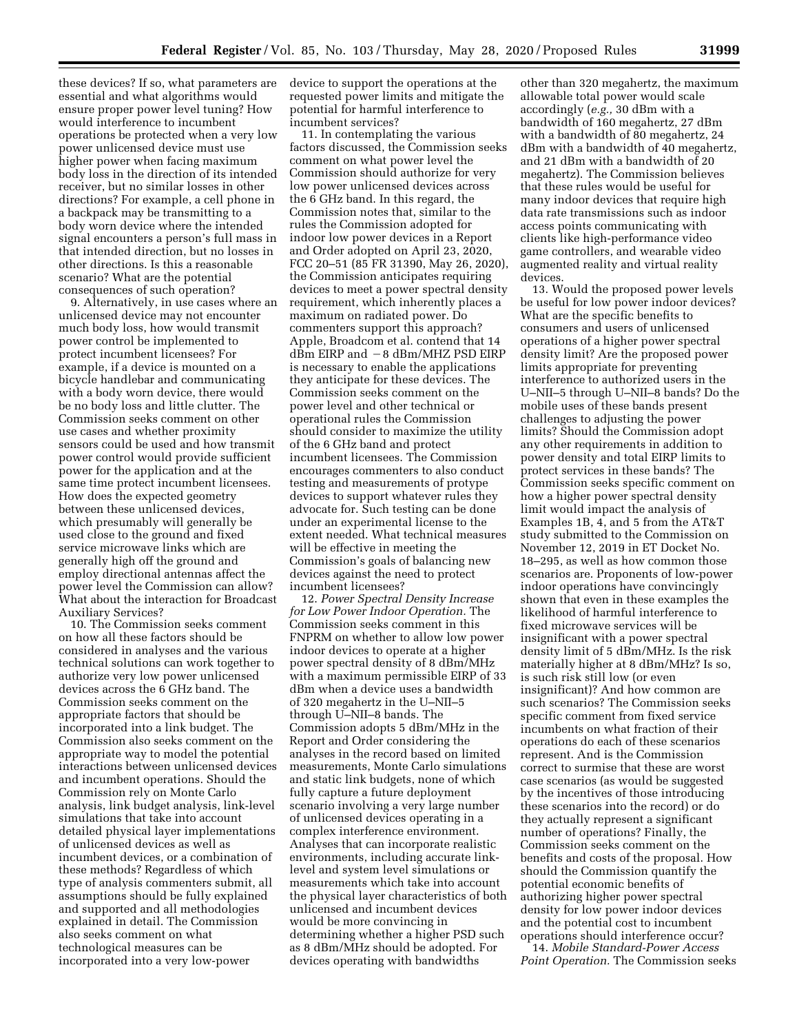these devices? If so, what parameters are essential and what algorithms would ensure proper power level tuning? How would interference to incumbent operations be protected when a very low power unlicensed device must use higher power when facing maximum body loss in the direction of its intended receiver, but no similar losses in other directions? For example, a cell phone in a backpack may be transmitting to a body worn device where the intended signal encounters a person's full mass in that intended direction, but no losses in other directions. Is this a reasonable scenario? What are the potential consequences of such operation?

9. Alternatively, in use cases where an unlicensed device may not encounter much body loss, how would transmit power control be implemented to protect incumbent licensees? For example, if a device is mounted on a bicycle handlebar and communicating with a body worn device, there would be no body loss and little clutter. The Commission seeks comment on other use cases and whether proximity sensors could be used and how transmit power control would provide sufficient power for the application and at the same time protect incumbent licensees. How does the expected geometry between these unlicensed devices, which presumably will generally be used close to the ground and fixed service microwave links which are generally high off the ground and employ directional antennas affect the power level the Commission can allow? What about the interaction for Broadcast Auxiliary Services?

10. The Commission seeks comment on how all these factors should be considered in analyses and the various technical solutions can work together to authorize very low power unlicensed devices across the 6 GHz band. The Commission seeks comment on the appropriate factors that should be incorporated into a link budget. The Commission also seeks comment on the appropriate way to model the potential interactions between unlicensed devices and incumbent operations. Should the Commission rely on Monte Carlo analysis, link budget analysis, link-level simulations that take into account detailed physical layer implementations of unlicensed devices as well as incumbent devices, or a combination of these methods? Regardless of which type of analysis commenters submit, all assumptions should be fully explained and supported and all methodologies explained in detail. The Commission also seeks comment on what technological measures can be incorporated into a very low-power device to support the operations at the requested power limits and mitigate the potential for harmful interference to incumbent services?

11. In contemplating the various factors discussed, the Commission seeks comment on what power level the Commission should authorize for very low power unlicensed devices across the 6 GHz band. In this regard, the Commission notes that, similar to the rules the Commission adopted for indoor low power devices in a Report and Order adopted on April 23, 2020, FCC 20–51 (85 FR 31390, May 26, 2020), the Commission anticipates requiring devices to meet a power spectral density requirement, which inherently places a maximum on radiated power. Do commenters support this approach? Apple, Broadcom et al. contend that 14 dBm EIRP and −8 dBm/MHZ PSD EIRP is necessary to enable the applications they anticipate for these devices. The Commission seeks comment on the power level and other technical or operational rules the Commission should consider to maximize the utility of the 6 GHz band and protect incumbent licensees. The Commission encourages commenters to also conduct testing and measurements of protype devices to support whatever rules they advocate for. Such testing can be done under an experimental license to the extent needed. What technical measures will be effective in meeting the Commission's goals of balancing new devices against the need to protect incumbent licensees?

12. *Power Spectral Density Increase for Low Power Indoor Operation.* The Commission seeks comment in this FNPRM on whether to allow low power indoor devices to operate at a higher power spectral density of 8 dBm/MHz with a maximum permissible EIRP of 33 dBm when a device uses a bandwidth of 320 megahertz in the U–NII–5 through U–NII–8 bands. The Commission adopts 5 dBm/MHz in the Report and Order considering the analyses in the record based on limited measurements, Monte Carlo simulations and static link budgets, none of which fully capture a future deployment scenario involving a very large number of unlicensed devices operating in a complex interference environment. Analyses that can incorporate realistic environments, including accurate link-level and system level simulations or measurements which take into account the physical layer characteristics of both unlicensed and incumbent devices would be more convincing in determining whether a higher PSD such as 8 dBm/MHz should be adopted. For devices operating with bandwidths other than 320 megahertz, the maximum allowable total power would scale accordingly (*e.g.,* 30 dBm with a bandwidth of 160 megahertz, 27 dBm with a bandwidth of 80 megahertz, 24 dBm with a bandwidth of 40 megahertz, and 21 dBm with a bandwidth of 20 megahertz). The Commission believes that these rules would be useful for many indoor devices that require high data rate transmissions such as indoor access points communicating with clients like high-performance video game controllers, and wearable video augmented reality and virtual reality devices.

13. Would the proposed power levels be useful for low power indoor devices? What are the specific benefits to consumers and users of unlicensed operations of a higher power spectral density limit? Are the proposed power limits appropriate for preventing interference to authorized users in the U–NII–5 through U–NII–8 bands? Do the mobile uses of these bands present challenges to adjusting the power limits? Should the Commission adopt any other requirements in addition to power density and total EIRP limits to protect services in these bands? The Commission seeks specific comment on how a higher power spectral density limit would impact the analysis of Examples 1B, 4, and 5 from the AT&T study submitted to the Commission on November 12, 2019 in ET Docket No. 18–295, as well as how common those scenarios are. Proponents of low-power indoor operations have convincingly shown that even in these examples the likelihood of harmful interference to fixed microwave services will be insignificant with a power spectral density limit of 5 dBm/MHz. Is the risk materially higher at 8 dBm/MHz? Is so, is such risk still low (or even insignificant)? And how common are such scenarios? The Commission seeks specific comment from fixed service incumbents on what fraction of their operations do each of these scenarios represent. And is the Commission correct to surmise that these are worst case scenarios (as would be suggested by the incentives of those introducing these scenarios into the record) or do they actually represent a significant number of operations? Finally, the Commission seeks comment on the benefits and costs of the proposal. How should the Commission quantify the potential economic benefits of authorizing higher power spectral density for low power indoor devices and the potential cost to incumbent operations should interference occur?

14. *Mobile Standard-Power Access Point Operation.* The Commission seeks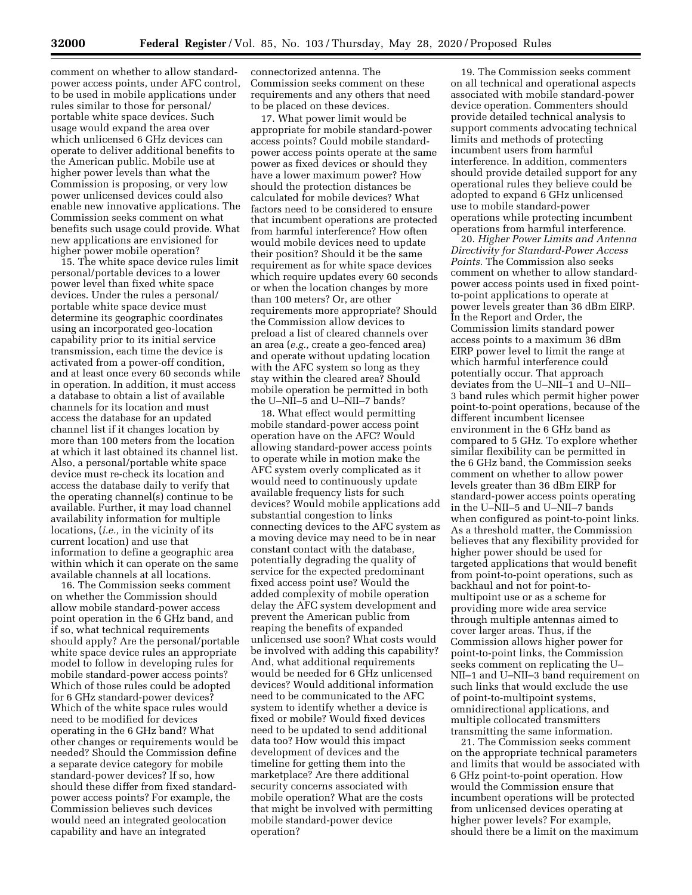comment on whether to allow standard-power access points, under AFC control, to be used in mobile applications under rules similar to those for personal/portable white space devices. Such usage would expand the area over which unlicensed 6 GHz devices can operate to deliver additional benefits to the American public. Mobile use at higher power levels than what the Commission is proposing, or very low power unlicensed devices could also enable new innovative applications. The Commission seeks comment on what benefits such usage could provide. What new applications are envisioned for higher power mobile operation?

15. The white space device rules limit personal/portable devices to a lower power level than fixed white space devices. Under the rules a personal/portable white space device must determine its geographic coordinates using an incorporated geo-location capability prior to its initial service transmission, each time the device is activated from a power-off condition, and at least once every 60 seconds while in operation. In addition, it must access a database to obtain a list of available channels for its location and must access the database for an updated channel list if it changes location by more than 100 meters from the location at which it last obtained its channel list. Also, a personal/portable white space device must re-check its location and access the database daily to verify that the operating channel(s) continue to be available. Further, it may load channel availability information for multiple locations, (*i.e.,* in the vicinity of its current location) and use that information to define a geographic area within which it can operate on the same available channels at all locations.

16. The Commission seeks comment on whether the Commission should allow mobile standard-power access point operation in the 6 GHz band, and if so, what technical requirements should apply? Are the personal/portable white space device rules an appropriate model to follow in developing rules for mobile standard-power access points? Which of those rules could be adopted for 6 GHz standard-power devices? Which of the white space rules would need to be modified for devices operating in the 6 GHz band? What other changes or requirements would be needed? Should the Commission define a separate device category for mobile standard-power devices? If so, how should these differ from fixed standard-power access points? For example, the Commission believes such devices would need an integrated geolocation capability and have an integrated connectorized antenna. The Commission seeks comment on these requirements and any others that need to be placed on these devices.

17. What power limit would be appropriate for mobile standard-power access points? Could mobile standard-power access points operate at the same power as fixed devices or should they have a lower maximum power? How should the protection distances be calculated for mobile devices? What factors need to be considered to ensure that incumbent operations are protected from harmful interference? How often would mobile devices need to update their position? Should it be the same requirement as for white space devices which require updates every 60 seconds or when the location changes by more than 100 meters? Or, are other requirements more appropriate? Should the Commission allow devices to preload a list of cleared channels over an area (*e.g.,* create a geo-fenced area) and operate without updating location with the AFC system so long as they stay within the cleared area? Should mobile operation be permitted in both the U–NII–5 and U–NII–7 bands?

18. What effect would permitting mobile standard-power access point operation have on the AFC? Would allowing standard-power access points to operate while in motion make the AFC system overly complicated as it would need to continuously update available frequency lists for such devices? Would mobile applications add substantial congestion to links connecting devices to the AFC system as a moving device may need to be in near constant contact with the database, potentially degrading the quality of service for the expected predominant fixed access point use? Would the added complexity of mobile operation delay the AFC system development and prevent the American public from reaping the benefits of expanded unlicensed use soon? What costs would be involved with adding this capability? And, what additional requirements would be needed for 6 GHz unlicensed devices? Would additional information need to be communicated to the AFC system to identify whether a device is fixed or mobile? Would fixed devices need to be updated to send additional data too? How would this impact development of devices and the timeline for getting them into the marketplace? Are there additional security concerns associated with mobile operation? What are the costs that might be involved with permitting mobile standard-power device operation?

19. The Commission seeks comment on all technical and operational aspects associated with mobile standard-power device operation. Commenters should provide detailed technical analysis to support comments advocating technical limits and methods of protecting incumbent users from harmful interference. In addition, commenters should provide detailed support for any operational rules they believe could be adopted to expand 6 GHz unlicensed use to mobile standard-power operations while protecting incumbent operations from harmful interference.

20. *Higher Power Limits and Antenna Directivity for Standard-Power Access Points.* The Commission also seeks comment on whether to allow standard-power access points used in fixed point-to-point applications to operate at power levels greater than 36 dBm EIRP. In the Report and Order, the Commission limits standard power access points to a maximum 36 dBm EIRP power level to limit the range at which harmful interference could potentially occur. That approach deviates from the U–NII–1 and U–NII–3 band rules which permit higher power point-to-point operations, because of the different incumbent licensee environment in the 6 GHz band as compared to 5 GHz. To explore whether similar flexibility can be permitted in the 6 GHz band, the Commission seeks comment on whether to allow power levels greater than 36 dBm EIRP for standard-power access points operating in the U–NII–5 and U–NII–7 bands when configured as point-to-point links. As a threshold matter, the Commission believes that any flexibility provided for higher power should be used for targeted applications that would benefit from point-to-point operations, such as backhaul and not for point-to-multipoint use or as a scheme for providing more wide area service through multiple antennas aimed to cover larger areas. Thus, if the Commission allows higher power for point-to-point links, the Commission seeks comment on replicating the U–NII–1 and U–NII–3 band requirement on such links that would exclude the use of point-to-multipoint systems, omnidirectional applications, and multiple collocated transmitters transmitting the same information.

21. The Commission seeks comment on the appropriate technical parameters and limits that would be associated with 6 GHz point-to-point operation. How would the Commission ensure that incumbent operations will be protected from unlicensed devices operating at higher power levels? For example, should there be a limit on the maximum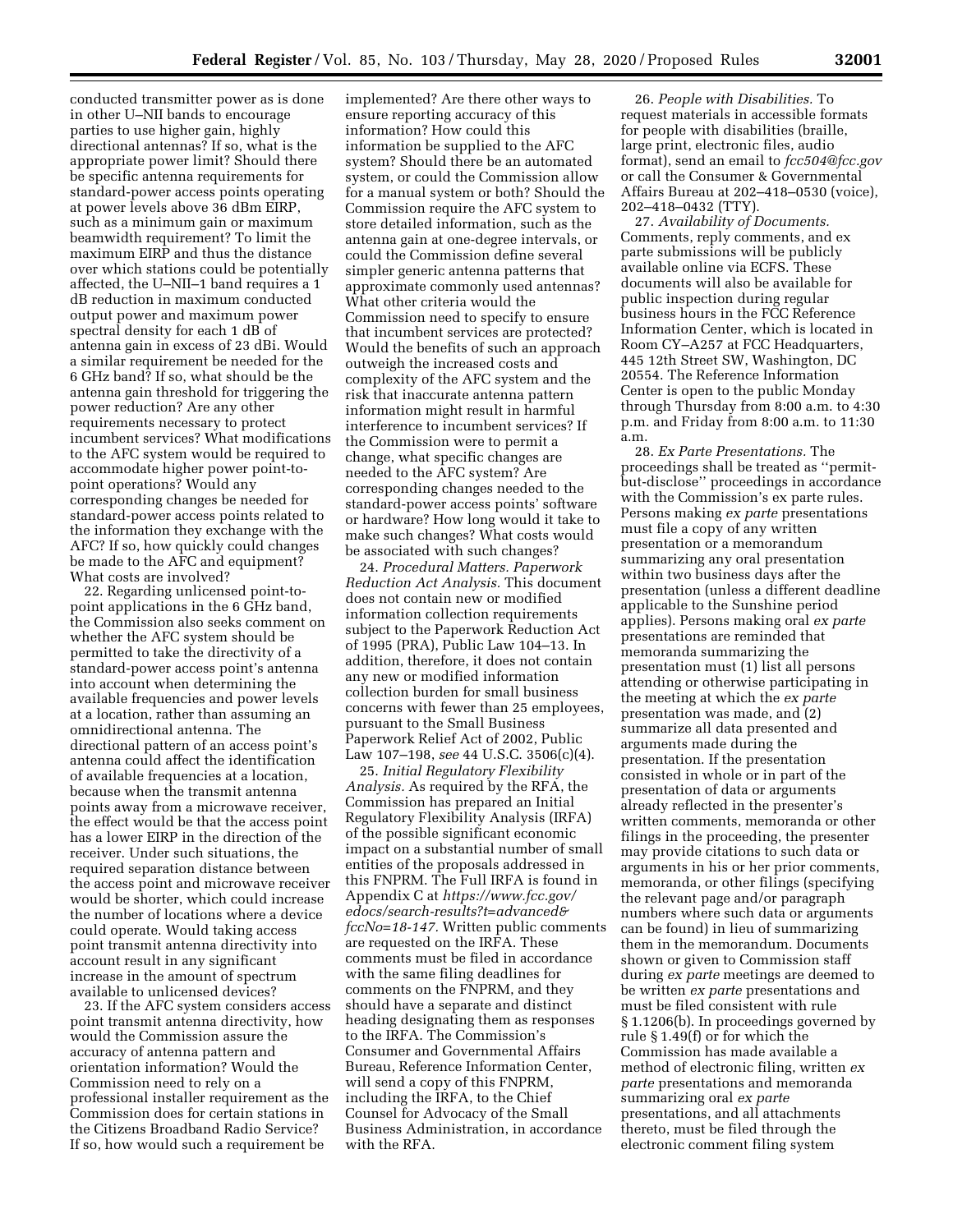conducted transmitter power as is done in other U–NII bands to encourage parties to use higher gain, highly directional antennas? If so, what is the appropriate power limit? Should there be specific antenna requirements for standard-power access points operating at power levels above 36 dBm EIRP, such as a minimum gain or maximum beamwidth requirement? To limit the maximum EIRP and thus the distance over which stations could be potentially affected, the U–NII–1 band requires a 1 dB reduction in maximum conducted output power and maximum power spectral density for each 1 dB of antenna gain in excess of 23 dBi. Would a similar requirement be needed for the 6 GHz band? If so, what should be the antenna gain threshold for triggering the power reduction? Are any other requirements necessary to protect incumbent services? What modifications to the AFC system would be required to accommodate higher power point-to-point operations? Would any corresponding changes be needed for standard-power access points related to the information they exchange with the AFC? If so, how quickly could changes be made to the AFC and equipment? What costs are involved?

22. Regarding unlicensed point-to-point applications in the 6 GHz band, the Commission also seeks comment on whether the AFC system should be permitted to take the directivity of a standard-power access point's antenna into account when determining the available frequencies and power levels at a location, rather than assuming an omnidirectional antenna. The directional pattern of an access point's antenna could affect the identification of available frequencies at a location, because when the transmit antenna points away from a microwave receiver, the effect would be that the access point has a lower EIRP in the direction of the receiver. Under such situations, the required separation distance between the access point and microwave receiver would be shorter, which could increase the number of locations where a device could operate. Would taking access point transmit antenna directivity into account result in any significant increase in the amount of spectrum available to unlicensed devices?

23. If the AFC system considers access point transmit antenna directivity, how would the Commission assure the accuracy of antenna pattern and orientation information? Would the Commission need to rely on a professional installer requirement as the Commission does for certain stations in the Citizens Broadband Radio Service? If so, how would such a requirement be implemented? Are there other ways to ensure reporting accuracy of this information? How could this information be supplied to the AFC system? Should there be an automated system, or could the Commission allow for a manual system or both? Should the Commission require the AFC system to store detailed information, such as the antenna gain at one-degree intervals, or could the Commission define several simpler generic antenna patterns that approximate commonly used antennas? What other criteria would the Commission need to specify to ensure that incumbent services are protected? Would the benefits of such an approach outweigh the increased costs and complexity of the AFC system and the risk that inaccurate antenna pattern information might result in harmful interference to incumbent services? If the Commission were to permit a change, what specific changes are needed to the AFC system? Are corresponding changes needed to the standard-power access points' software or hardware? How long would it take to make such changes? What costs would be associated with such changes?

24. *Procedural Matters. Paperwork Reduction Act Analysis.* This document does not contain new or modified information collection requirements subject to the Paperwork Reduction Act of 1995 (PRA), Public Law 104–13. In addition, therefore, it does not contain any new or modified information collection burden for small business concerns with fewer than 25 employees, pursuant to the Small Business Paperwork Relief Act of 2002, Public Law 107–198, *see* 44 U.S.C. 3506(c)(4).

25. *Initial Regulatory Flexibility Analysis.* As required by the RFA, the Commission has prepared an Initial Regulatory Flexibility Analysis (IRFA) of the possible significant economic impact on a substantial number of small entities of the proposals addressed in this FNPRM. The Full IRFA is found in Appendix C at *https://www.fcc.gov/edocs/search-results?t=advanced&fccNo=18-147.* Written public comments are requested on the IRFA. These comments must be filed in accordance with the same filing deadlines for comments on the FNPRM, and they should have a separate and distinct heading designating them as responses to the IRFA. The Commission's Consumer and Governmental Affairs Bureau, Reference Information Center, will send a copy of this FNPRM, including the IRFA, to the Chief Counsel for Advocacy of the Small Business Administration, in accordance with the RFA.

26. *People with Disabilities.* To request materials in accessible formats for people with disabilities (braille, large print, electronic files, audio format), send an email to *fcc504@fcc.gov* or call the Consumer & Governmental Affairs Bureau at 202–418–0530 (voice), 202–418–0432 (TTY).

27. *Availability of Documents.* Comments, reply comments, and ex parte submissions will be publicly available online via ECFS. These documents will also be available for public inspection during regular business hours in the FCC Reference Information Center, which is located in Room CY–A257 at FCC Headquarters, 445 12th Street SW, Washington, DC 20554. The Reference Information Center is open to the public Monday through Thursday from 8:00 a.m. to 4:30 p.m. and Friday from 8:00 a.m. to 11:30 a.m.

28. *Ex Parte Presentations.* The proceedings shall be treated as ''permit-but-disclose'' proceedings in accordance with the Commission's ex parte rules. Persons making *ex parte* presentations must file a copy of any written presentation or a memorandum summarizing any oral presentation within two business days after the presentation (unless a different deadline applicable to the Sunshine period applies). Persons making oral *ex parte* presentations are reminded that memoranda summarizing the presentation must (1) list all persons attending or otherwise participating in the meeting at which the *ex parte* presentation was made, and (2) summarize all data presented and arguments made during the presentation. If the presentation consisted in whole or in part of the presentation of data or arguments already reflected in the presenter's written comments, memoranda or other filings in the proceeding, the presenter may provide citations to such data or arguments in his or her prior comments, memoranda, or other filings (specifying the relevant page and/or paragraph numbers where such data or arguments can be found) in lieu of summarizing them in the memorandum. Documents shown or given to Commission staff during *ex parte* meetings are deemed to be written *ex parte* presentations and must be filed consistent with rule § 1.1206(b). In proceedings governed by rule § 1.49(f) or for which the Commission has made available a method of electronic filing, written *ex parte* presentations and memoranda summarizing oral *ex parte* presentations, and all attachments thereto, must be filed through the electronic comment filing system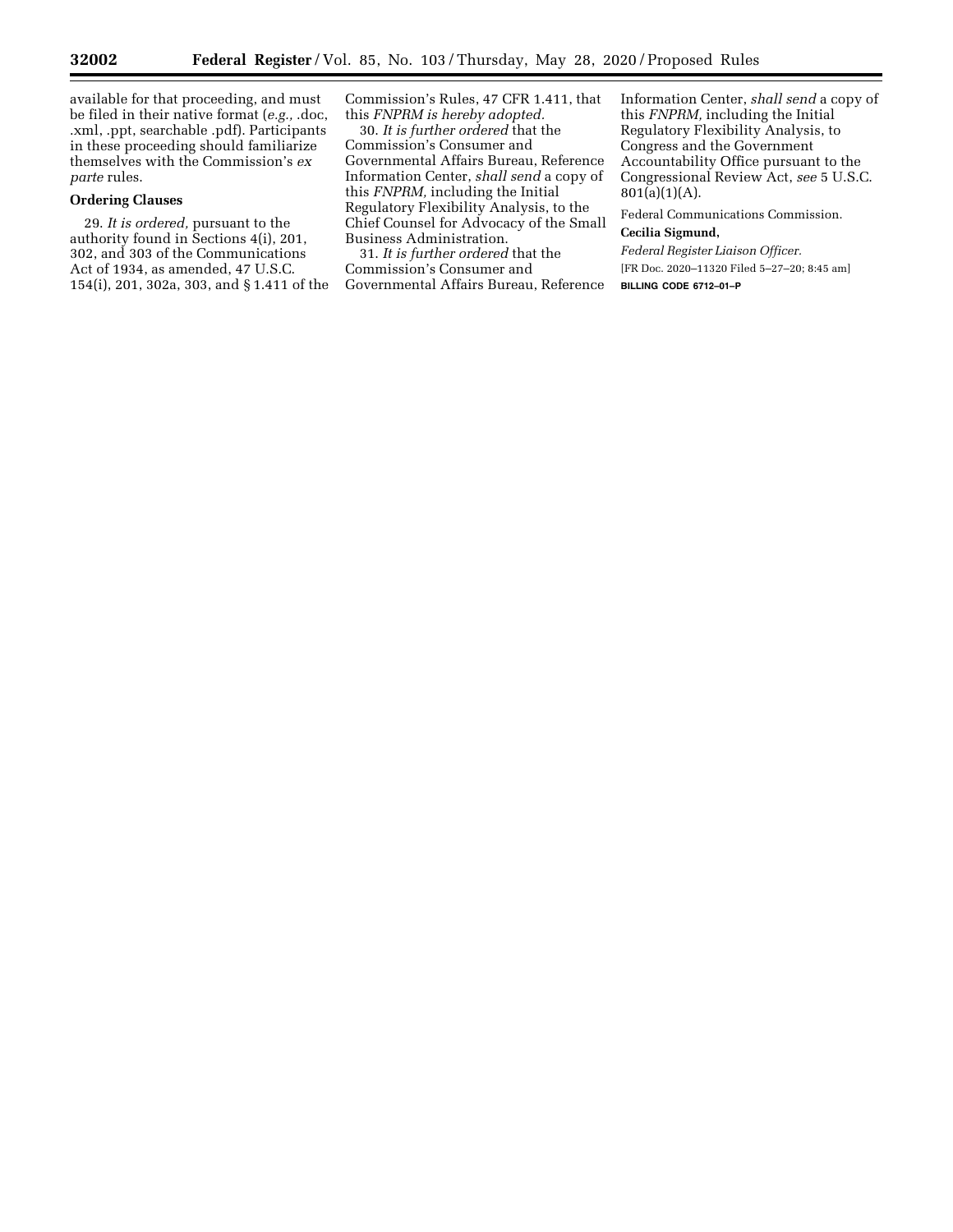available for that proceeding, and must be filed in their native format (*e.g.,* .doc, .xml, .ppt, searchable .pdf). Participants in these proceeding should familiarize themselves with the Commission's *ex parte* rules.

**Ordering Clauses**

29. *It is ordered,* pursuant to the authority found in Sections 4(i), 201, 302, and 303 of the Communications Act of 1934, as amended, 47 U.S.C. 154(i), 201, 302a, 303, and § 1.411 of the Commission's Rules, 47 CFR 1.411, that this *FNPRM is hereby adopted.*

30. *It is further ordered* that the Commission's Consumer and Governmental Affairs Bureau, Reference Information Center, *shall send* a copy of this *FNPRM,* including the Initial Regulatory Flexibility Analysis, to the Chief Counsel for Advocacy of the Small Business Administration.

31. *It is further ordered* that the Commission's Consumer and Governmental Affairs Bureau, Reference Information Center, *shall send* a copy of this *FNPRM,* including the Initial Regulatory Flexibility Analysis, to Congress and the Government Accountability Office pursuant to the Congressional Review Act, *see* 5 U.S.C. 801(a)(1)(A).

Federal Communications Commission.

**Cecilia Sigmund,**

*Federal Register Liaison Officer.*

[FR Doc. 2020–11320 Filed 5–27–20; 8:45 am]

**BILLING CODE 6712–01–P**